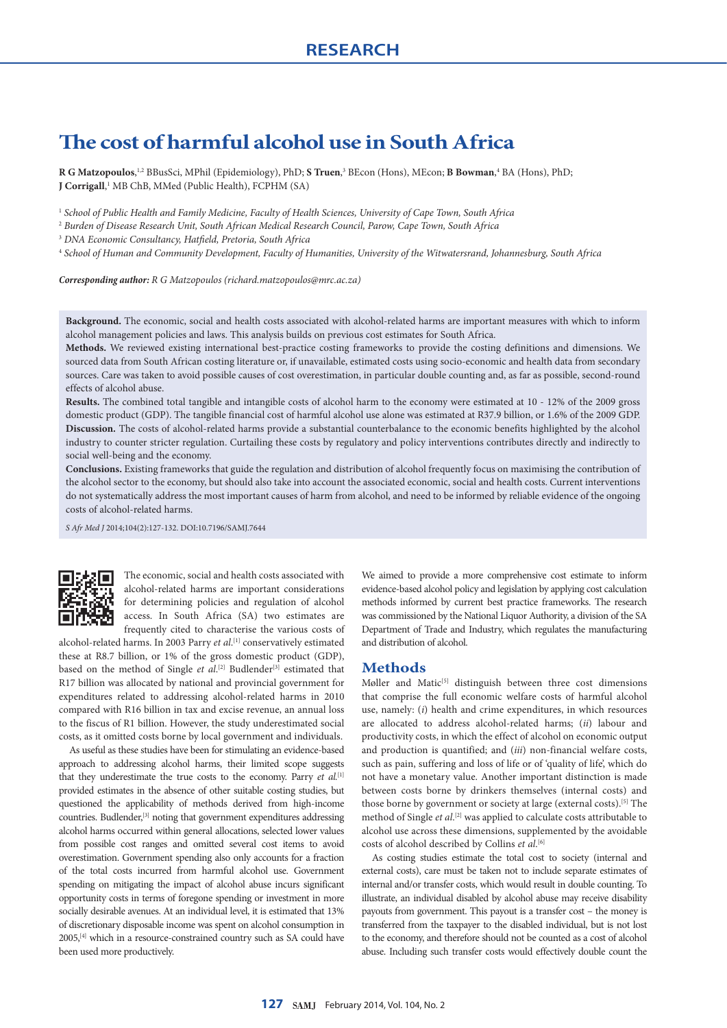RESEARCH

# The cost of harmful alcohol use in South Africa

**R G Matzopoulos**,[1,2] BBusSci, MPhil (Epidemiology), PhD; **S Truen**,[3] BEcon (Hons), MEcon; **B Bowman**,[4] BA (Hons), PhD; **J Corrigall**,[1] MB ChB, MMed (Public Health), FCPHM (SA)

[1] *School of Public Health and Family Medicine, Faculty of Health Sciences, University of Cape Town, South Africa*
[2] *Burden of Disease Research Unit, South African Medical Research Council, Parow, Cape Town, South Africa*
[3] *DNA Economic Consultancy, Hatfield, Pretoria, South Africa*
[4] *School of Human and Community Development, Faculty of Humanities, University of the Witwatersrand, Johannesburg, South Africa*

***Corresponding author:*** *R G Matzopoulos (richard.matzopoulos@mrc.ac.za)*

**Background.** The economic, social and health costs associated with alcohol-related harms are important measures with which to inform alcohol management policies and laws. This analysis builds on previous cost estimates for South Africa.

**Methods.** We reviewed existing international best-practice costing frameworks to provide the costing definitions and dimensions. We sourced data from South African costing literature or, if unavailable, estimated costs using socio-economic and health data from secondary sources. Care was taken to avoid possible causes of cost overestimation, in particular double counting and, as far as possible, second-round effects of alcohol abuse.

**Results.** The combined total tangible and intangible costs of alcohol harm to the economy were estimated at 10 - 12% of the 2009 gross domestic product (GDP). The tangible financial cost of harmful alcohol use alone was estimated at R37.9 billion, or 1.6% of the 2009 GDP.

**Discussion.** The costs of alcohol-related harms provide a substantial counterbalance to the economic benefits highlighted by the alcohol industry to counter stricter regulation. Curtailing these costs by regulatory and policy interventions contributes directly and indirectly to social well-being and the economy.

**Conclusions.** Existing frameworks that guide the regulation and distribution of alcohol frequently focus on maximising the contribution of the alcohol sector to the economy, but should also take into account the associated economic, social and health costs. Current interventions do not systematically address the most important causes of harm from alcohol, and need to be informed by reliable evidence of the ongoing costs of alcohol-related harms.

*S Afr Med J* 2014;104(2):127-132. DOI:10.7196/SAMJ.7644

The economic, social and health costs associated with alcohol-related harms are important considerations for determining policies and regulation of alcohol access. In South Africa (SA) two estimates are frequently cited to characterise the various costs of alcohol-related harms. In 2003 Parry *et al.*[1] conservatively estimated these at R8.7 billion, or 1% of the gross domestic product (GDP), based on the method of Single *et al.*[2] Budlender[3] estimated that R17 billion was allocated by national and provincial government for expenditures related to addressing alcohol-related harms in 2010 compared with R16 billion in tax and excise revenue, an annual loss to the fiscus of R1 billion. However, the study underestimated social costs, as it omitted costs borne by local government and individuals.

As useful as these studies have been for stimulating an evidence-based approach to addressing alcohol harms, their limited scope suggests that they underestimate the true costs to the economy. Parry *et al.*[1] provided estimates in the absence of other suitable costing studies, but questioned the applicability of methods derived from high-income countries. Budlender,[3] noting that government expenditures addressing alcohol harms occurred within general allocations, selected lower values from possible cost ranges and omitted several cost items to avoid overestimation. Government spending also only accounts for a fraction of the total costs incurred from harmful alcohol use. Government spending on mitigating the impact of alcohol abuse incurs significant opportunity costs in terms of foregone spending or investment in more socially desirable avenues. At an individual level, it is estimated that 13% of discretionary disposable income was spent on alcohol consumption in 2005,[4] which in a resource-constrained country such as SA could have been used more productively.

We aimed to provide a more comprehensive cost estimate to inform evidence-based alcohol policy and legislation by applying cost calculation methods informed by current best practice frameworks. The research was commissioned by the National Liquor Authority, a division of the SA Department of Trade and Industry, which regulates the manufacturing and distribution of alcohol.

## Methods

Møller and Matic[5] distinguish between three cost dimensions that comprise the full economic welfare costs of harmful alcohol use, namely: (*i*) health and crime expenditures, in which resources are allocated to address alcohol-related harms; (*ii*) labour and productivity costs, in which the effect of alcohol on economic output and production is quantified; and (*iii*) non-financial welfare costs, such as pain, suffering and loss of life or of 'quality of life', which do not have a monetary value. Another important distinction is made between costs borne by drinkers themselves (internal costs) and those borne by government or society at large (external costs).[5] The method of Single *et al.*[2] was applied to calculate costs attributable to alcohol use across these dimensions, supplemented by the avoidable costs of alcohol described by Collins *et al.*[6]

As costing studies estimate the total cost to society (internal and external costs), care must be taken not to include separate estimates of internal and/or transfer costs, which would result in double counting. To illustrate, an individual disabled by alcohol abuse may receive disability payouts from government. This payout is a transfer cost – the money is transferred from the taxpayer to the disabled individual, but is not lost to the economy, and therefore should not be counted as a cost of alcohol abuse. Including such transfer costs would effectively double count the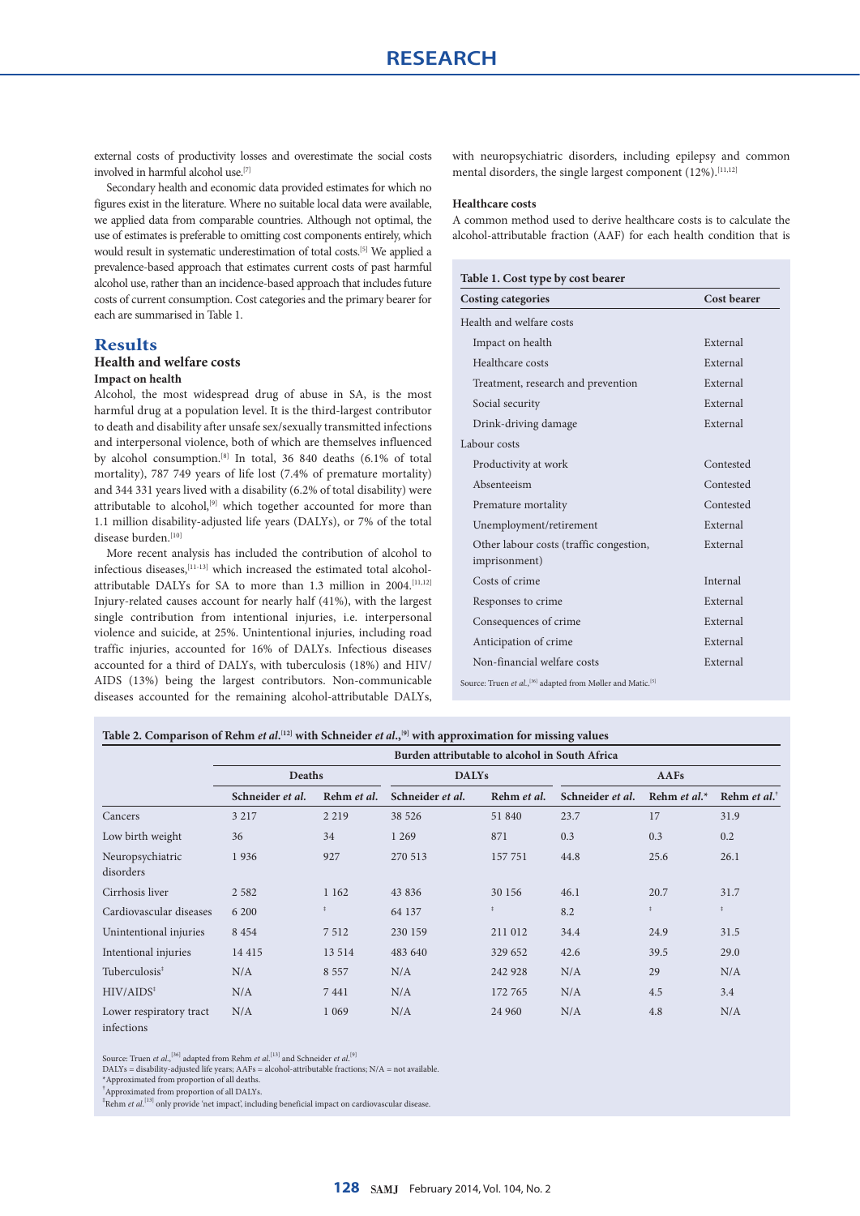external costs of productivity losses and overestimate the social costs involved in harmful alcohol use.[7]

Secondary health and economic data provided estimates for which no figures exist in the literature. Where no suitable local data were available, we applied data from comparable countries. Although not optimal, the use of estimates is preferable to omitting cost components entirely, which would result in systematic underestimation of total costs.[5] We applied a prevalence-based approach that estimates current costs of past harmful alcohol use, rather than an incidence-based approach that includes future costs of current consumption. Cost categories and the primary bearer for each are summarised in Table 1.

# Results

## Health and welfare costs

### Impact on health

Alcohol, the most widespread drug of abuse in SA, is the most harmful drug at a population level. It is the third-largest contributor to death and disability after unsafe sex/sexually transmitted infections and interpersonal violence, both of which are themselves influenced by alcohol consumption.[8] In total, 36 840 deaths (6.1% of total mortality), 787 749 years of life lost (7.4% of premature mortality) and 344 331 years lived with a disability (6.2% of total disability) were attributable to alcohol,[9] which together accounted for more than 1.1 million disability-adjusted life years (DALYs), or 7% of the total disease burden.[10]

More recent analysis has included the contribution of alcohol to infectious diseases,[11-13] which increased the estimated total alcohol-attributable DALYs for SA to more than 1.3 million in 2004.[11,12] Injury-related causes account for nearly half (41%), with the largest single contribution from intentional injuries, i.e. interpersonal violence and suicide, at 25%. Unintentional injuries, including road traffic injuries, accounted for 16% of DALYs. Infectious diseases accounted for a third of DALYs, with tuberculosis (18%) and HIV/AIDS (13%) being the largest contributors. Non-communicable diseases accounted for the remaining alcohol-attributable DALYs, with neuropsychiatric disorders, including epilepsy and common mental disorders, the single largest component (12%).[11,12]

### Healthcare costs

A common method used to derive healthcare costs is to calculate the alcohol-attributable fraction (AAF) for each health condition that is

**Table 1. Cost type by cost bearer**

| Costing categories | Cost bearer |
|---|---|
| Health and welfare costs | |
| Impact on health | External |
| Healthcare costs | External |
| Treatment, research and prevention | External |
| Social security | External |
| Drink-driving damage | External |
| Labour costs | |
| Productivity at work | Contested |
| Absenteeism | Contested |
| Premature mortality | Contested |
| Unemployment/retirement | External |
| Other labour costs (traffic congestion, imprisonment) | External |
| Costs of crime | Internal |
| Responses to crime | External |
| Consequences of crime | External |
| Anticipation of crime | External |
| Non-financial welfare costs | External |

Source: Truen *et al.*,[36] adapted from Møller and Matic.[5]

**Table 2. Comparison of Rehm *et al.*[12] with Schneider *et al.*,[9] with approximation for missing values**

| | Burden attributable to alcohol in South Africa | | | | | | |
|---|---|---|---|---|---|---|---|
| | Deaths | | DALYs | | AAFs | | |
| | Schneider *et al.* | Rehm *et al.* | Schneider *et al.* | Rehm *et al.* | Schneider *et al.* | Rehm *et al.** | Rehm *et al.*† |
| Cancers | 3 217 | 2 219 | 38 526 | 51 840 | 23.7 | 17 | 31.9 |
| Low birth weight | 36 | 34 | 1 269 | 871 | 0.3 | 0.3 | 0.2 |
| Neuropsychiatric disorders | 1 936 | 927 | 270 513 | 157 751 | 44.8 | 25.6 | 26.1 |
| Cirrhosis liver | 2 582 | 1 162 | 43 836 | 30 156 | 46.1 | 20.7 | 31.7 |
| Cardiovascular diseases | 6 200 | ‡ | 64 137 | ‡ | 8.2 | ‡ | ‡ |
| Unintentional injuries | 8 454 | 7 512 | 230 159 | 211 012 | 34.4 | 24.9 | 31.5 |
| Intentional injuries | 14 415 | 13 514 | 483 640 | 329 652 | 42.6 | 39.5 | 29.0 |
| Tuberculosis‡ | N/A | 8 557 | N/A | 242 928 | N/A | 29 | N/A |
| HIV/AIDS‡ | N/A | 7 441 | N/A | 172 765 | N/A | 4.5 | 3.4 |
| Lower respiratory tract infections | N/A | 1 069 | N/A | 24 960 | N/A | 4.8 | N/A |

Source: Truen *et al.*,[36] adapted from Rehm *et al.*[13] and Schneider *et al.*[9]
DALYs = disability-adjusted life years; AAFs = alcohol-attributable fractions; N/A = not available.
*Approximated from proportion of all deaths.
†Approximated from proportion of all DALYs.
‡Rehm *et al.*[13] only provide 'net impact', including beneficial impact on cardiovascular disease.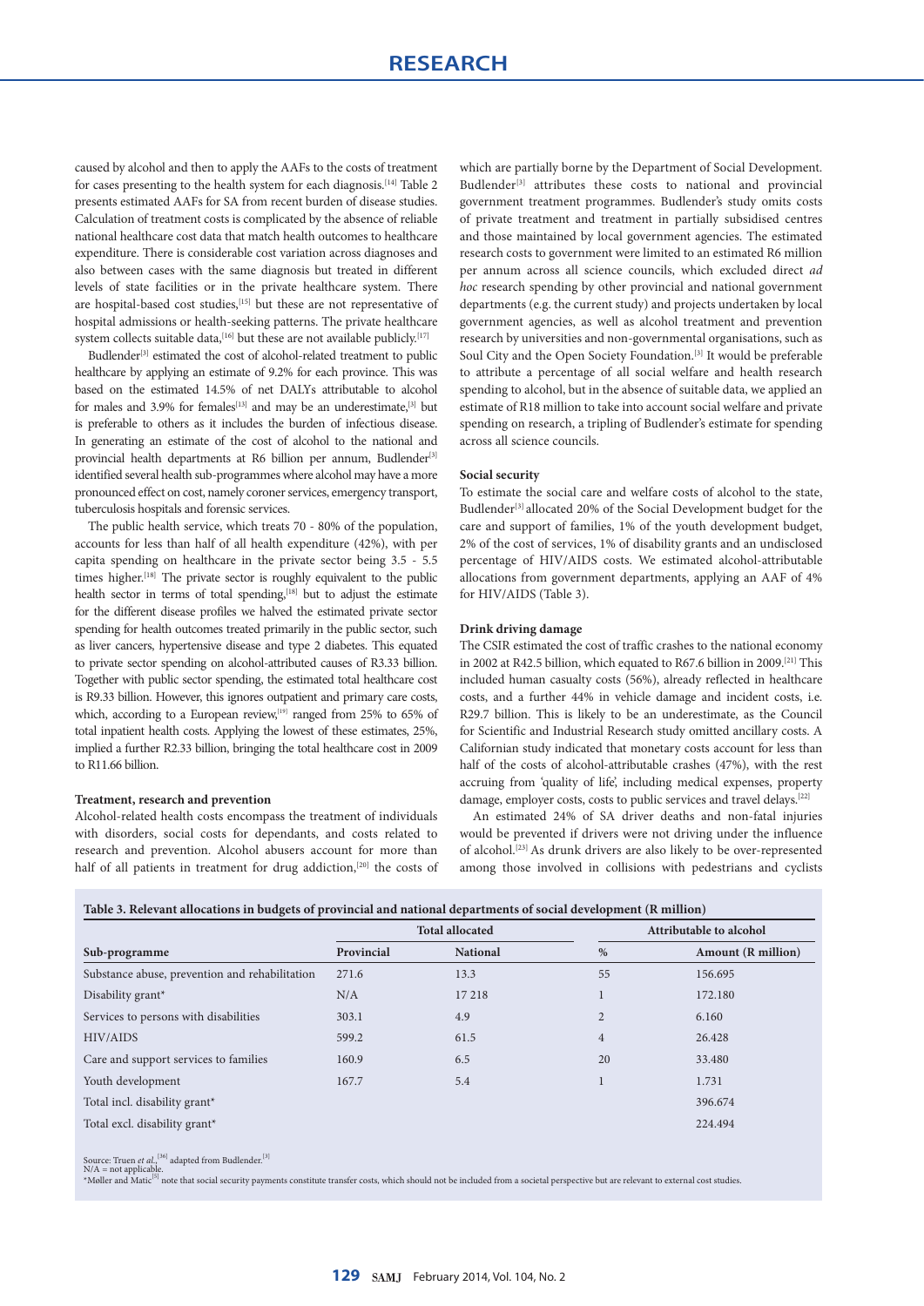caused by alcohol and then to apply the AAFs to the costs of treatment for cases presenting to the health system for each diagnosis.[14] Table 2 presents estimated AAFs for SA from recent burden of disease studies. Calculation of treatment costs is complicated by the absence of reliable national healthcare cost data that match health outcomes to healthcare expenditure. There is considerable cost variation across diagnoses and also between cases with the same diagnosis but treated in different levels of state facilities or in the private healthcare system. There are hospital-based cost studies,[15] but these are not representative of hospital admissions or health-seeking patterns. The private healthcare system collects suitable data,[16] but these are not available publicly.[17]

Budlender[3] estimated the cost of alcohol-related treatment to public healthcare by applying an estimate of 9.2% for each province. This was based on the estimated 14.5% of net DALYs attributable to alcohol for males and 3.9% for females[13] and may be an underestimate,[3] but is preferable to others as it includes the burden of infectious disease. In generating an estimate of the cost of alcohol to the national and provincial health departments at R6 billion per annum, Budlender[3] identified several health sub-programmes where alcohol may have a more pronounced effect on cost, namely coroner services, emergency transport, tuberculosis hospitals and forensic services.

The public health service, which treats 70 - 80% of the population, accounts for less than half of all health expenditure (42%), with per capita spending on healthcare in the private sector being 3.5 - 5.5 times higher.[18] The private sector is roughly equivalent to the public health sector in terms of total spending,[18] but to adjust the estimate for the different disease profiles we halved the estimated private sector spending for health outcomes treated primarily in the public sector, such as liver cancers, hypertensive disease and type 2 diabetes. This equated to private sector spending on alcohol-attributed causes of R3.33 billion. Together with public sector spending, the estimated total healthcare cost is R9.33 billion. However, this ignores outpatient and primary care costs, which, according to a European review,[19] ranged from 25% to 65% of total inpatient health costs. Applying the lowest of these estimates, 25%, implied a further R2.33 billion, bringing the total healthcare cost in 2009 to R11.66 billion.

**Treatment, research and prevention**

Alcohol-related health costs encompass the treatment of individuals with disorders, social costs for dependants, and costs related to research and prevention. Alcohol abusers account for more than half of all patients in treatment for drug addiction,[20] the costs of which are partially borne by the Department of Social Development. Budlender[3] attributes these costs to national and provincial government treatment programmes. Budlender's study omits costs of private treatment and treatment in partially subsidised centres and those maintained by local government agencies. The estimated research costs to government were limited to an estimated R6 million per annum across all science councils, which excluded direct *ad hoc* research spending by other provincial and national government departments (e.g. the current study) and projects undertaken by local government agencies, as well as alcohol treatment and prevention research by universities and non-governmental organisations, such as Soul City and the Open Society Foundation.[3] It would be preferable to attribute a percentage of all social welfare and health research spending to alcohol, but in the absence of suitable data, we applied an estimate of R18 million to take into account social welfare and private spending on research, a tripling of Budlender's estimate for spending across all science councils.

**Social security**

To estimate the social care and welfare costs of alcohol to the state, Budlender[3] allocated 20% of the Social Development budget for the care and support of families, 1% of the youth development budget, 2% of the cost of services, 1% of disability grants and an undisclosed percentage of HIV/AIDS costs. We estimated alcohol-attributable allocations from government departments, applying an AAF of 4% for HIV/AIDS (Table 3).

**Drink driving damage**

The CSIR estimated the cost of traffic crashes to the national economy in 2002 at R42.5 billion, which equated to R67.6 billion in 2009.[21] This included human casualty costs (56%), already reflected in healthcare costs, and a further 44% in vehicle damage and incident costs, i.e. R29.7 billion. This is likely to be an underestimate, as the Council for Scientific and Industrial Research study omitted ancillary costs. A Californian study indicated that monetary costs account for less than half of the costs of alcohol-attributable crashes (47%), with the rest accruing from 'quality of life', including medical expenses, property damage, employer costs, costs to public services and travel delays.[22]

An estimated 24% of SA driver deaths and non-fatal injuries would be prevented if drivers were not driving under the influence of alcohol.[23] As drunk drivers are also likely to be over-represented among those involved in collisions with pedestrians and cyclists

**Table 3. Relevant allocations in budgets of provincial and national departments of social development (R million)**

| | Total allocated | | Attributable to alcohol | |
|---|---|---|---|---|
| **Sub-programme** | **Provincial** | **National** | **%** | **Amount (R million)** |
| Substance abuse, prevention and rehabilitation | 271.6 | 13.3 | 55 | 156.695 |
| Disability grant* | N/A | 17 218 | 1 | 172.180 |
| Services to persons with disabilities | 303.1 | 4.9 | 2 | 6.160 |
| HIV/AIDS | 599.2 | 61.5 | 4 | 26.428 |
| Care and support services to families | 160.9 | 6.5 | 20 | 33.480 |
| Youth development | 167.7 | 5.4 | 1 | 1.731 |
| Total incl. disability grant* | | | | 396.674 |
| Total excl. disability grant* | | | | 224.494 |

Source: Truen *et al.*,[36] adapted from Budlender.[3]
N/A = not applicable.
*Møller and Matic[5] note that social security payments constitute transfer costs, which should not be included from a societal perspective but are relevant to external cost studies.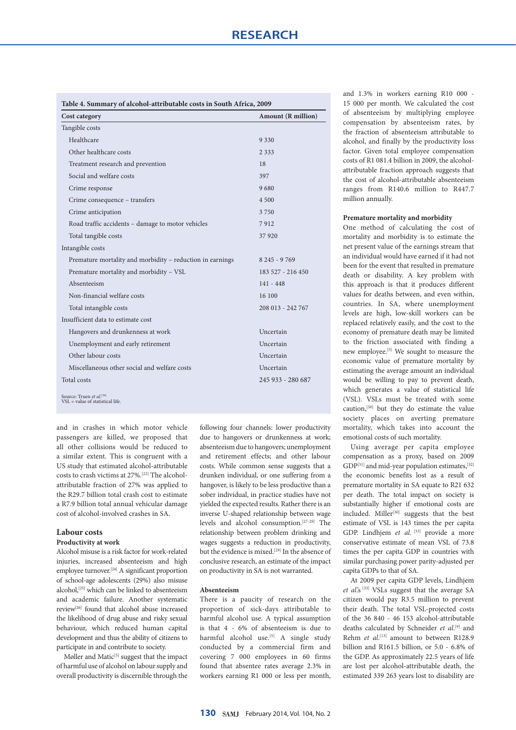**Table 4. Summary of alcohol-attributable costs in South Africa, 2009**

| Cost category | Amount (R million) |
|---|---|
| Tangible costs | |
| Healthcare | 9 330 |
| Other healthcare costs | 2 333 |
| Treatment research and prevention | 18 |
| Social and welfare costs | 397 |
| Crime response | 9 680 |
| Crime consequence – transfers | 4 500 |
| Crime anticipation | 3 750 |
| Road traffic accidents – damage to motor vehicles | 7 912 |
| Total tangible costs | 37 920 |
| Intangible costs | |
| Premature mortality and morbidity – reduction in earnings | 8 245 - 9 769 |
| Premature mortality and morbidity – VSL | 183 527 - 216 450 |
| Absenteeism | 141 - 448 |
| Non-financial welfare costs | 16 100 |
| Total intangible costs | 208 013 - 242 767 |
| Insufficient data to estimate cost | |
| Hangovers and drunkenness at work | Uncertain |
| Unemployment and early retirement | Uncertain |
| Other labour costs | Uncertain |
| Miscellaneous other social and welfare costs | Uncertain |
| Total costs | 245 933 - 280 687 |

Source: Truen *et al.*[16]
VSL = value of statistical life.

and in crashes in which motor vehicle passengers are killed, we proposed that all other collisions would be reduced to a similar extent. This is congruent with a US study that estimated alcohol-attributable costs to crash victims at 27%.[22] The alcohol-attributable fraction of 27% was applied to the R29.7 billion total crash cost to estimate a R7.9 billion total annual vehicular damage cost of alcohol-involved crashes in SA.

## Labour costs

### Productivity at work

Alcohol misuse is a risk factor for work-related injuries, increased absenteeism and high employee turnover.[24] A significant proportion of school-age adolescents (29%) also misuse alcohol,[25] which can be linked to absenteeism and academic failure. Another systematic review[26] found that alcohol abuse increased the likelihood of drug abuse and risky sexual behaviour, which reduced human capital development and thus the ability of citizens to participate in and contribute to society.

Møller and Matic[5] suggest that the impact of harmful use of alcohol on labour supply and overall productivity is discernible through the following four channels: lower productivity due to hangovers or drunkenness at work; absenteeism due to hangovers; unemployment and retirement effects; and other labour costs. While common sense suggests that a drunken individual, or one suffering from a hangover, is likely to be less productive than a sober individual, in practice studies have not yielded the expected results. Rather there is an inverse U-shaped relationship between wage levels and alcohol consumption.[27-29] The relationship between problem drinking and wages suggests a reduction in productivity, but the evidence is mixed.[29] In the absence of conclusive research, an estimate of the impact on productivity in SA is not warranted.

### Absenteeism

There is a paucity of research on the proportion of sick-days attributable to harmful alcohol use. A typical assumption is that 4 - 6% of absenteeism is due to harmful alcohol use.[5] A single study conducted by a commercial firm and covering 7 000 employees in 60 firms found that absentee rates average 2.3% in workers earning R1 000 or less per month, and 1.3% in workers earning R10 000 - 15 000 per month. We calculated the cost of absenteeism by multiplying employee compensation by absenteeism rates, by the fraction of absenteeism attributable to alcohol, and finally by the productivity loss factor. Given total employee compensation costs of R1 081.4 billion in 2009, the alcohol-attributable fraction approach suggests that the cost of alcohol-attributable absenteeism ranges from R140.6 million to R447.7 million annually.

### Premature mortality and morbidity

One method of calculating the cost of mortality and morbidity is to estimate the net present value of the earnings stream that an individual would have earned if it had not been for the event that resulted in premature death or disability. A key problem with this approach is that it produces different values for deaths between, and even within, countries. In SA, where unemployment levels are high, low-skill workers can be replaced relatively easily, and the cost to the economy of premature death may be limited to the friction associated with finding a new employee.[5] We sought to measure the economic value of premature mortality by estimating the average amount an individual would be willing to pay to prevent death, which generates a value of statistical life (VSL). VSLs must be treated with some caution,[30] but they do estimate the value society places on averting premature mortality, which takes into account the emotional costs of such mortality.

Using average per capita employee compensation as a proxy, based on 2009 GDP[31] and mid-year population estimates,[32] the economic benefits lost as a result of premature mortality in SA equate to R21 632 per death. The total impact on society is substantially higher if emotional costs are included. Miller[30] suggests that the best estimate of VSL is 143 times the per capita GDP. Lindhjem *et al.* [33] provide a more conservative estimate of mean VSL of 73.8 times the per capita GDP in countries with similar purchasing power parity-adjusted per capita GDPs to that of SA.

At 2009 per capita GDP levels, Lindhjem *et al.*'s [33] VSLs suggest that the average SA citizen would pay R3.5 million to prevent their death. The total VSL-projected costs of the 36 840 - 46 153 alcohol-attributable deaths calculated by Schneider *et al.*[9] and Rehm *et al.*[13] amount to between R128.9 billion and R161.5 billion, or 5.0 - 6.8% of the GDP. As approximately 22.5 years of life are lost per alcohol-attributable death, the estimated 339 263 years lost to disability are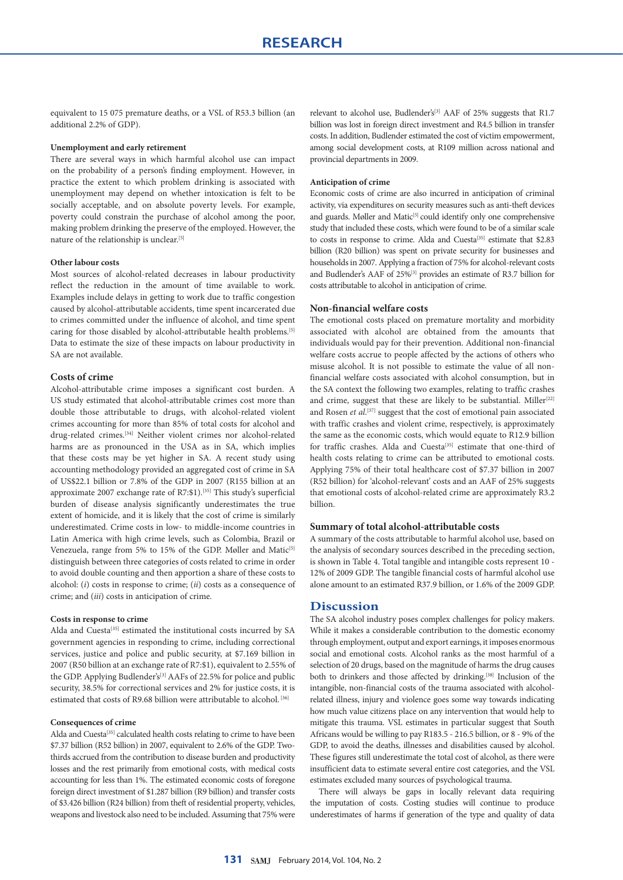equivalent to 15 075 premature deaths, or a VSL of R53.3 billion (an additional 2.2% of GDP).

#### Unemployment and early retirement

There are several ways in which harmful alcohol use can impact on the probability of a person's finding employment. However, in practice the extent to which problem drinking is associated with unemployment may depend on whether intoxication is felt to be socially acceptable, and on absolute poverty levels. For example, poverty could constrain the purchase of alcohol among the poor, making problem drinking the preserve of the employed. However, the nature of the relationship is unclear.[5]

#### Other labour costs

Most sources of alcohol-related decreases in labour productivity reflect the reduction in the amount of time available to work. Examples include delays in getting to work due to traffic congestion caused by alcohol-attributable accidents, time spent incarcerated due to crimes committed under the influence of alcohol, and time spent caring for those disabled by alcohol-attributable health problems.[5] Data to estimate the size of these impacts on labour productivity in SA are not available.

### Costs of crime

Alcohol-attributable crime imposes a significant cost burden. A US study estimated that alcohol-attributable crimes cost more than double those attributable to drugs, with alcohol-related violent crimes accounting for more than 85% of total costs for alcohol and drug-related crimes.[34] Neither violent crimes nor alcohol-related harms are as pronounced in the USA as in SA, which implies that these costs may be yet higher in SA. A recent study using accounting methodology provided an aggregated cost of crime in SA of US$22.1 billion or 7.8% of the GDP in 2007 (R155 billion at an approximate 2007 exchange rate of R7:$1).[35] This study's superficial burden of disease analysis significantly underestimates the true extent of homicide, and it is likely that the cost of crime is similarly underestimated. Crime costs in low- to middle-income countries in Latin America with high crime levels, such as Colombia, Brazil or Venezuela, range from 5% to 15% of the GDP. Møller and Matic[5] distinguish between three categories of costs related to crime in order to avoid double counting and then apportion a share of these costs to alcohol: (*i*) costs in response to crime; (*ii*) costs as a consequence of crime; and (*iii*) costs in anticipation of crime.

#### Costs in response to crime

Alda and Cuesta[35] estimated the institutional costs incurred by SA government agencies in responding to crime, including correctional services, justice and police and public security, at $7.169 billion in 2007 (R50 billion at an exchange rate of R7:$1), equivalent to 2.55% of the GDP. Applying Budlender's[3] AAFs of 22.5% for police and public security, 38.5% for correctional services and 2% for justice costs, it is estimated that costs of R9.68 billion were attributable to alcohol.[36]

#### Consequences of crime

Alda and Cuesta[35] calculated health costs relating to crime to have been $7.37 billion (R52 billion) in 2007, equivalent to 2.6% of the GDP. Two-thirds accrued from the contribution to disease burden and productivity losses and the rest primarily from emotional costs, with medical costs accounting for less than 1%. The estimated economic costs of foregone foreign direct investment of $1.287 billion (R9 billion) and transfer costs of $3.426 billion (R24 billion) from theft of residential property, vehicles, weapons and livestock also need to be included. Assuming that 75% were relevant to alcohol use, Budlender's[3] AAF of 25% suggests that R1.7 billion was lost in foreign direct investment and R4.5 billion in transfer costs. In addition, Budlender estimated the cost of victim empowerment, among social development costs, at R109 million across national and provincial departments in 2009.

#### Anticipation of crime

Economic costs of crime are also incurred in anticipation of criminal activity, via expenditures on security measures such as anti-theft devices and guards. Møller and Matic[5] could identify only one comprehensive study that included these costs, which were found to be of a similar scale to costs in response to crime. Alda and Cuesta[35] estimate that $2.83 billion (R20 billion) was spent on private security for businesses and households in 2007. Applying a fraction of 75% for alcohol-relevant costs and Budlender's AAF of 25%[3] provides an estimate of R3.7 billion for costs attributable to alcohol in anticipation of crime.

### Non-financial welfare costs

The emotional costs placed on premature mortality and morbidity associated with alcohol are obtained from the amounts that individuals would pay for their prevention. Additional non-financial welfare costs accrue to people affected by the actions of others who misuse alcohol. It is not possible to estimate the value of all non-financial welfare costs associated with alcohol consumption, but in the SA context the following two examples, relating to traffic crashes and crime, suggest that these are likely to be substantial. Miller[22] and Rosen *et al.*[37] suggest that the cost of emotional pain associated with traffic crashes and violent crime, respectively, is approximately the same as the economic costs, which would equate to R12.9 billion for traffic crashes. Alda and Cuesta[35] estimate that one-third of health costs relating to crime can be attributed to emotional costs. Applying 75% of their total healthcare cost of $7.37 billion in 2007 (R52 billion) for 'alcohol-relevant' costs and an AAF of 25% suggests that emotional costs of alcohol-related crime are approximately R3.2 billion.

### Summary of total alcohol-attributable costs

A summary of the costs attributable to harmful alcohol use, based on the analysis of secondary sources described in the preceding section, is shown in Table 4. Total tangible and intangible costs represent 10 - 12% of 2009 GDP. The tangible financial costs of harmful alcohol use alone amount to an estimated R37.9 billion, or 1.6% of the 2009 GDP.

## Discussion

The SA alcohol industry poses complex challenges for policy makers. While it makes a considerable contribution to the domestic economy through employment, output and export earnings, it imposes enormous social and emotional costs. Alcohol ranks as the most harmful of a selection of 20 drugs, based on the magnitude of harms the drug causes both to drinkers and those affected by drinking.[38] Inclusion of the intangible, non-financial costs of the trauma associated with alcohol-related illness, injury and violence goes some way towards indicating how much value citizens place on any intervention that would help to mitigate this trauma. VSL estimates in particular suggest that South Africans would be willing to pay R183.5 - 216.5 billion, or 8 - 9% of the GDP, to avoid the deaths, illnesses and disabilities caused by alcohol. These figures still underestimate the total cost of alcohol, as there were insufficient data to estimate several entire cost categories, and the VSL estimates excluded many sources of psychological trauma.

There will always be gaps in locally relevant data requiring the imputation of costs. Costing studies will continue to produce underestimates of harms if generation of the type and quality of data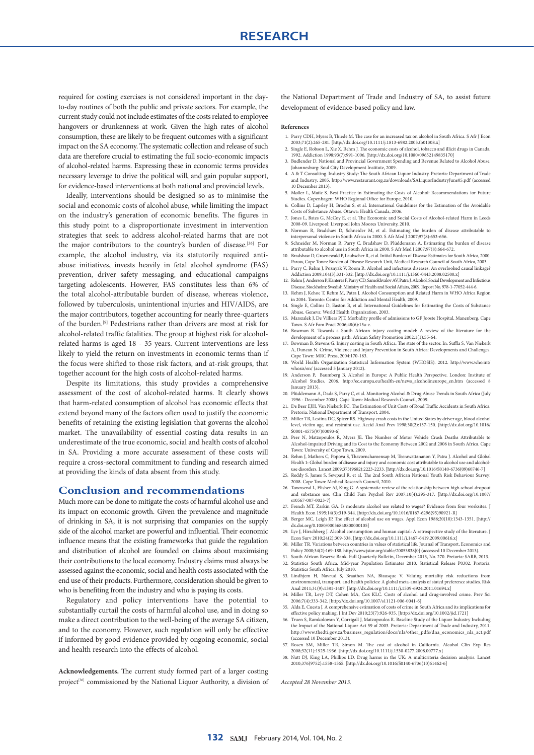required for costing exercises is not considered important in the day-to-day routines of both the public and private sectors. For example, the current study could not include estimates of the costs related to employee hangovers or drunkenness at work. Given the high rates of alcohol consumption, these are likely to be frequent outcomes with a significant impact on the SA economy. The systematic collection and release of such data are therefore crucial to estimating the full socio-economic impacts of alcohol-related harms. Expressing these in economic terms provides necessary leverage to drive the political will, and gain popular support, for evidence-based interventions at both national and provincial levels.

Ideally, interventions should be designed so as to minimise the social and economic costs of alcohol abuse, while limiting the impact on the industry's generation of economic benefits. The figures in this study point to a disproportionate investment in intervention strategies that seek to address alcohol-related harms that are not the major contributors to the country's burden of disease.[36] For example, the alcohol industry, via its statutorily required anti-abuse initiatives, invests heavily in fetal alcohol syndrome (FAS) prevention, driver safety messaging, and educational campaigns targeting adolescents. However, FAS constitutes less than 6% of the total alcohol-attributable burden of disease, whereas violence, followed by tuberculosis, unintentional injuries and HIV/AIDS, are the major contributors, together accounting for nearly three-quarters of the burden.[9] Pedestrians rather than drivers are most at risk for alcohol-related traffic fatalities. The group at highest risk for alcohol-related harms is aged 18 - 35 years. Current interventions are less likely to yield the return on investments in economic terms than if the focus were shifted to those risk factors, and at-risk groups, that together account for the high costs of alcohol-related harms.

Despite its limitations, this study provides a comprehensive assessment of the cost of alcohol-related harms. It clearly shows that harm-related consumption of alcohol has economic effects that extend beyond many of the factors often used to justify the economic benefits of retaining the existing legislation that governs the alcohol market. The unavailability of essential costing data results in an underestimate of the true economic, social and health costs of alcohol in SA. Providing a more accurate assessment of these costs will require a cross-sectoral commitment to funding and research aimed at providing the kinds of data absent from this study.

## Conclusion and recommendations

Much more can be done to mitigate the costs of harmful alcohol use and its impact on economic growth. Given the prevalence and magnitude of drinking in SA, it is not surprising that companies on the supply side of the alcohol market are powerful and influential. Their economic influence means that the existing frameworks that guide the regulation and distribution of alcohol are founded on claims about maximising their contributions to the local economy. Industry claims must always be assessed against the economic, social and health costs associated with the end use of their products. Furthermore, consideration should be given to who is benefiting from the industry and who is paying its costs.

Regulatory and policy interventions have the potential to substantially curtail the costs of harmful alcohol use, and in doing so make a direct contribution to the well-being of the average SA citizen, and to the economy. However, such regulation will only be effective if informed by good evidence provided by ongoing economic, social and health research into the effects of alcohol.

**Acknowledgements.** The current study formed part of a larger costing project[36] commissioned by the National Liquor Authority, a division of the National Department of Trade and Industry of SA, to assist future development of evidence-based policy and law.

**References**

1. Parry CDH, Myers B, Thiede M. The case for an increased tax on alcohol in South Africa. S Afr J Econ 2003;71(2):265-281. [http://dx.doi.org/10.1111/j.1813-6982.2003.tb01308.x]
2. Single E, Robson L, Xie X, Rehm J. The economic costs of alcohol, tobacco and illicit drugs in Canada, 1992. Addiction 1998;93(7):991-1006. [http://dx.doi.org/10.1080/09652149835170]
3. Budlender D. National and Provincial Government Spending and Revenue Related to Alcohol Abuse. Johannesburg: Soul City Development Institute, 2009.
4. A & T Consulting. Industry Study: The South African Liquor Industry. Pretoria: Department of Trade and Industry, 2005. http://www.restaurant.org.za/downloads/SALiquorIndustryJune05.pdf (accessed 10 December 2013).
5. Møller L, Matic S. Best Practice in Estimating the Costs of Alcohol: Recommendations for Future Studies. Copenhagen: WHO Regional Office for Europe, 2010.
6. Collins D, Lapsley H, Brochu S, et al. International Guidelines for the Estimation of the Avoidable Costs of Substance Abuse. Ottawa: Health Canada, 2006.
7. Jones L, Bates G, McCoy E, et al. The Economic and Social Costs of Alcohol-related Harm in Leeds 2008-09. Liverpool: Liverpool John Moores University, 2010.
8. Norman R, Bradshaw D, Schneider M, et al. Estimating the burden of disease attributable to interpersonal violence in South Africa in 2000. S Afr Med J 2007;97(8):653-656.
9. Schneider M, Norman R, Parry C, Bradshaw D, Plüddemann A. Estimating the burden of disease attributable to alcohol use in South Africa in 2000. S Afr Med J 2007;97(8):664-672.
10. Bradshaw D, Groenewald P, Laubscher R, et al. Initial Burden of Disease Estimates for South Africa, 2000. Parow, Cape Town: Burden of Disease Research Unit, Medical Research Council of South Africa, 2003.
11. Parry C, Rehm J, Poznyak V, Room R. Alcohol and infectious diseases: An overlooked causal linkage? Addiction 2009;104(3):331-332. [http://dx.doi.org/10.1111/j.1360-0443.2008.02500.x]
12. Rehm J, Anderson P, Kanteres F, Parry CD, Samokhvalov AV, Patra J. Alcohol, Social Development and Infectious Disease. Stockholm: Swedish Ministry of Health and Social Affairs, 2009. Report No. 978-1-77052-444-6.
13. Rehm J, Kehoe T, Rehm M, Patra J. Alcohol Consumption and Related Harm in WHO Africa Region in 2004. Toronto: Centre for Addiction and Mental Health, 2009.
14. Single E, Collins D, Easton B, et al. International Guidelines for Estimating the Costs of Substance Abuse. Geneva: World Health Organization, 2003.
15. Marszalek J, De Villiers PJT. Morbidity profile of admissions to GF Jooste Hospital, Manenberg, Cape Town. S Afr Fam Pract 2006;48(6):15a-e.
16. Bowman B. Towards a South African injury costing model: A review of the literature for the development of a process path. African Safety Promotion 2002;1(1):55-64.
17. Bowman B, Stevens G. Injury costing in South Africa: The state of the sector. In: Suffla S, Van Niekerk A, Duncan N. Crime, Violence and Injury Prevention in South Africa: Developments and Challenges. Cape Town: MRC Press, 2004:170-183.
18. World Health Organization Statistical Information System (WHOSIS). 2012. http://www.who.int/whosis/en/ (accessed 5 January 2012).
19. Anderson P, Baumberg B. Alcohol in Europe: A Public Health Perspective. London: Institute of Alcohol Studies, 2006. http://ec.europa.eu/health-eu/news_alcoholineurope_en.htm (accessed 8 January 2013).
20. Plüddemann A, Dada S, Parry C, et al. Monitoring Alcohol & Drug Abuse Trends in South Africa (July 1996 - December 2008). Cape Town: Medical Research Council, 2009.
21. De Beer EJH, Van Niekerk EC. The Estimation of Unit Costs of Road Traffic Accidents in South Africa. Pretoria: National Department of Transport, 2004.
22. Miller TR, Lestina DC, Spicer RS. Highway crash costs in the United States by driver age, blood alcohol level, victim age, and restraint use. Accid Anal Prev 1998;30(2):137-150. [http://dx.doi.org/10.1016/S0001-4575(97)00093-6]
23. Peer N, Matzopoulos R, Myers JE. The Number of Motor Vehicle Crash Deaths Attributable to Alcohol-impaired Driving and its Cost to the Economy Between 2002 and 2006 in South Africa. Cape Town: University of Cape Town, 2009.
24. Rehm J, Mathers C, Popova S, Thavorncharoensap M, Teerawattananon Y, Patra J. Alcohol and Global Health 1: Global burden of disease and injury and economic cost attributable to alcohol use and alcohol-use disorders. Lancet 2009;373(9682):2223-2233. [http://dx.doi.org/10.1016/S0140-6736(09)60746-7]
25. Reddy S, James S, Sewpaul R, et al. The 2nd South African National Youth Risk Behaviour Survey: 2008. Cape Town: Medical Research Council, 2010.
26. Townsend L, Flisher AJ, King G. A systematic review of the relationship between high school dropout and substance use. Clin Child Fam Psychol Rev 2007;10(4):295-317. [http://dx.doi.org/10.1007/s10567-007-0023-7]
27. French MT, Zarkin GA. Is moderate alcohol use related to wages? Evidence from four worksites. J Health Econ 1995;14(3):319-344. [http://dx.doi.org/10.1016/0167-6296(95)90921-R]
28. Berger MC, Leigh JP. The effect of alcohol use on wages. Appl Econ 1988;20(10):1343-1351. [http://dx.doi.org/0.1080/00036848800000105]
29. Lye J, Hirschberg J. Alcohol consumption and human capital: A retrospective study of the literature. J Econ Surv 2010;24(2):309-338. [http://dx.doi.org/10.1111/j.1467-6419.2009.00616.x]
30. Miller TR. Variations between countries in values of statistical life. Journal of Transport, Economics and Policy 2000;34(2):169-188. http://www.jstor.org/stable/20053838[0] (accessed 10 December 2013).
31. South African Reserve Bank. Full Quarterly Bulletin, December 2013, No. 270. Pretoria: SARB, 2013.
32. Statistics South Africa. Mid-year Population Estimates 2010. Statistical Release P0302. Pretoria: Statistics South Africa, July 2010.
33. Lindhjem H, Navrud S, Braathen NA, Biausque V. Valuing mortality risk reductions from environmental, transport, and health policies: A global meta-analysis of stated preference studies. Risk Anal 2011;31(9):1381-1407. [http://dx.doi.org/10.1111/j.1539-6924.2011.01694.x]
34. Miller TR, Levy DT, Cohen MA, Cox KLC. Costs of alcohol and drug-involved crime. Prev Sci 2006;7(4):333-342. [http://dx.doi.org/10.1007/s11121-006-0041-6]
35. Alda E, Cuesta J. A comprehensive estimation of costs of crime in South Africa and its implications for effective policy making. J Int Dev 2010;23(7):926-935. [http://dx.doi.org/10.1002/jid.1721]
36. Truen S, Ramkolowan Y, Corrigall J, Matzopoulos R. Baseline Study of the Liquor Industry Including the Impact of the National Liquor Act 59 of 2003. Pretoria: Department of Trade and Industry, 2011. http://www.thedti.gov.za/business_regulation/docs/nla/other_pdfs/dna_economics_nla_act.pdf (accessed 10 December 2013).
37. Rosen SM, Miller TR, Simon M. The cost of alcohol in California. Alcohol Clin Exp Res 2008;32(11):1925-1936. [http://dx.doi.org/10.1111/j.1530-0277.2008.00777.x]
38. Nutt DJ, King LA, Phillips LD. Drug harms in the UK: A multicriteria decision analysis. Lancet 2010;376(9752):1558-1565. [http://dx.doi.org/10.1016/S0140-6736(10)61462-6]

*Accepted 28 November 2013.*